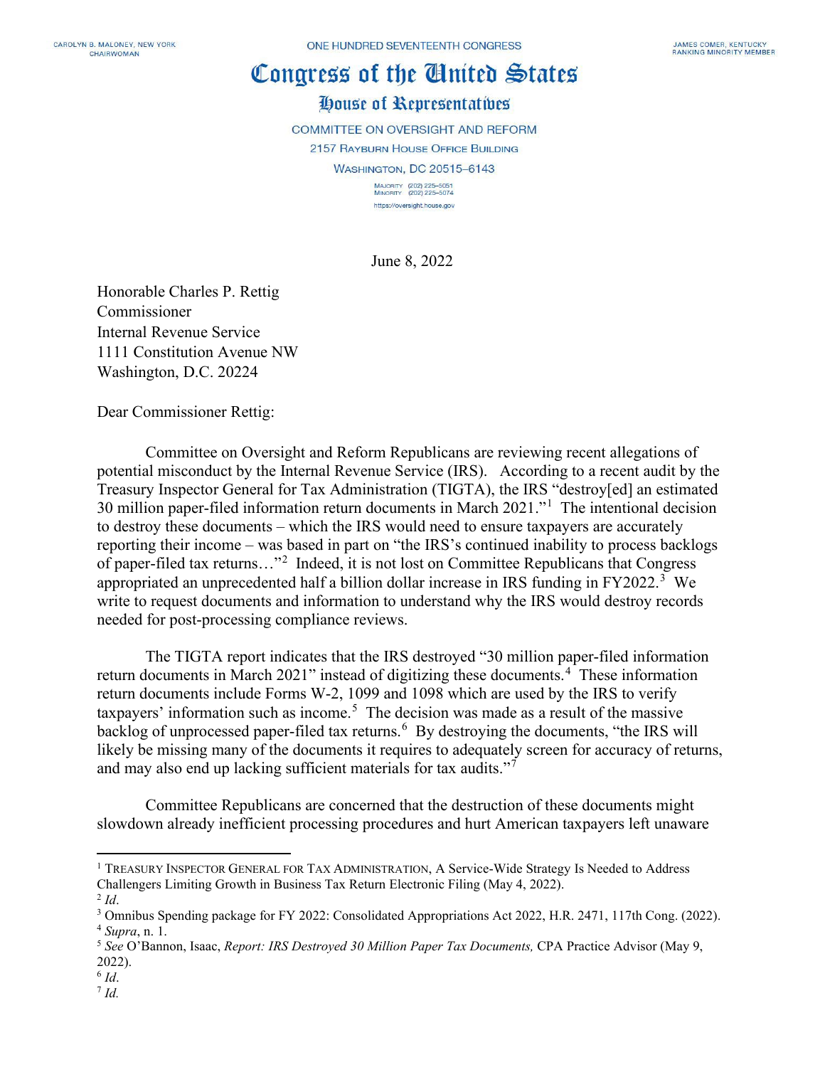CAROLYN B. MALONEY, NEW YORK
CHAIRWOMAN

ONE HUNDRED SEVENTEENTH CONGRESS

JAMES COMER, KENTUCKY
RANKING MINORITY MEMBER

# Congress of the United States

## House of Representatives

COMMITTEE ON OVERSIGHT AND REFORM

2157 RAYBURN HOUSE OFFICE BUILDING

WASHINGTON, DC 20515–6143

MAJORITY (202) 225–5051
MINORITY (202) 225–5074

https://oversight.house.gov

June 8, 2022

Honorable Charles P. Rettig
Commissioner
Internal Revenue Service
1111 Constitution Avenue NW
Washington, D.C. 20224

Dear Commissioner Rettig:

Committee on Oversight and Reform Republicans are reviewing recent allegations of potential misconduct by the Internal Revenue Service (IRS). According to a recent audit by the Treasury Inspector General for Tax Administration (TIGTA), the IRS "destroy[ed] an estimated 30 million paper-filed information return documents in March 2021."[1] The intentional decision to destroy these documents – which the IRS would need to ensure taxpayers are accurately reporting their income – was based in part on "the IRS's continued inability to process backlogs of paper-filed tax returns…"[2] Indeed, it is not lost on Committee Republicans that Congress appropriated an unprecedented half a billion dollar increase in IRS funding in FY2022.[3] We write to request documents and information to understand why the IRS would destroy records needed for post-processing compliance reviews.

The TIGTA report indicates that the IRS destroyed "30 million paper-filed information return documents in March 2021" instead of digitizing these documents.[4] These information return documents include Forms W-2, 1099 and 1098 which are used by the IRS to verify taxpayers' information such as income.[5] The decision was made as a result of the massive backlog of unprocessed paper-filed tax returns.[6] By destroying the documents, "the IRS will likely be missing many of the documents it requires to adequately screen for accuracy of returns, and may also end up lacking sufficient materials for tax audits."[7]

Committee Republicans are concerned that the destruction of these documents might slowdown already inefficient processing procedures and hurt American taxpayers left unaware

---

[1] TREASURY INSPECTOR GENERAL FOR TAX ADMINISTRATION, A Service-Wide Strategy Is Needed to Address Challengers Limiting Growth in Business Tax Return Electronic Filing (May 4, 2022).

[2] *Id*.

[3] Omnibus Spending package for FY 2022: Consolidated Appropriations Act 2022, H.R. 2471, 117th Cong. (2022).

[4] *Supra*, n. 1.

[5] *See* O'Bannon, Isaac, *Report: IRS Destroyed 30 Million Paper Tax Documents,* CPA Practice Advisor (May 9, 2022).

[6] *Id*.

[7] *Id.*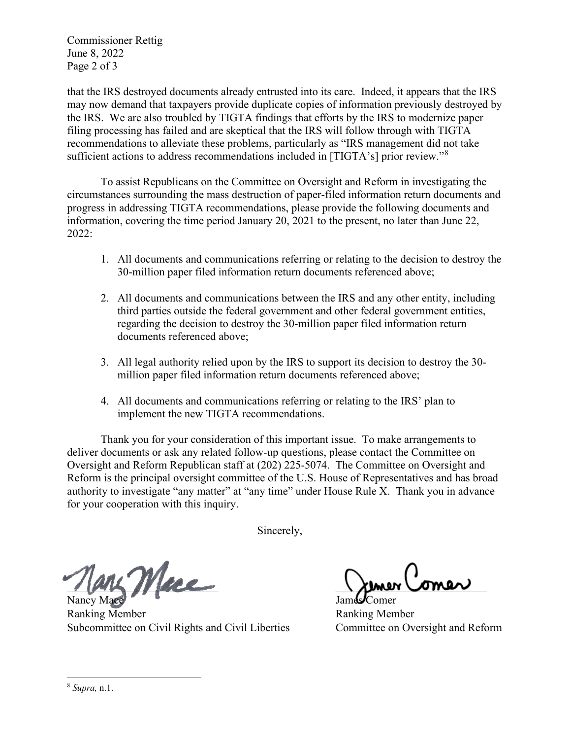that the IRS destroyed documents already entrusted into its care. Indeed, it appears that the IRS may now demand that taxpayers provide duplicate copies of information previously destroyed by the IRS. We are also troubled by TIGTA findings that efforts by the IRS to modernize paper filing processing has failed and are skeptical that the IRS will follow through with TIGTA recommendations to alleviate these problems, particularly as "IRS management did not take sufficient actions to address recommendations included in [TIGTA's] prior review."[8]

To assist Republicans on the Committee on Oversight and Reform in investigating the circumstances surrounding the mass destruction of paper-filed information return documents and progress in addressing TIGTA recommendations, please provide the following documents and information, covering the time period January 20, 2021 to the present, no later than June 22, 2022:

1. All documents and communications referring or relating to the decision to destroy the 30-million paper filed information return documents referenced above;

2. All documents and communications between the IRS and any other entity, including third parties outside the federal government and other federal government entities, regarding the decision to destroy the 30-million paper filed information return documents referenced above;

3. All legal authority relied upon by the IRS to support its decision to destroy the 30-million paper filed information return documents referenced above;

4. All documents and communications referring or relating to the IRS' plan to implement the new TIGTA recommendations.

Thank you for your consideration of this important issue. To make arrangements to deliver documents or ask any related follow-up questions, please contact the Committee on Oversight and Reform Republican staff at (202) 225-5074. The Committee on Oversight and Reform is the principal oversight committee of the U.S. House of Representatives and has broad authority to investigate "any matter" at "any time" under House Rule X. Thank you in advance for your cooperation with this inquiry.

Sincerely,

Nancy Mace
Ranking Member
Subcommittee on Civil Rights and Civil Liberties

James Comer
Ranking Member
Committee on Oversight and Reform

---

[8] *Supra,* n.1.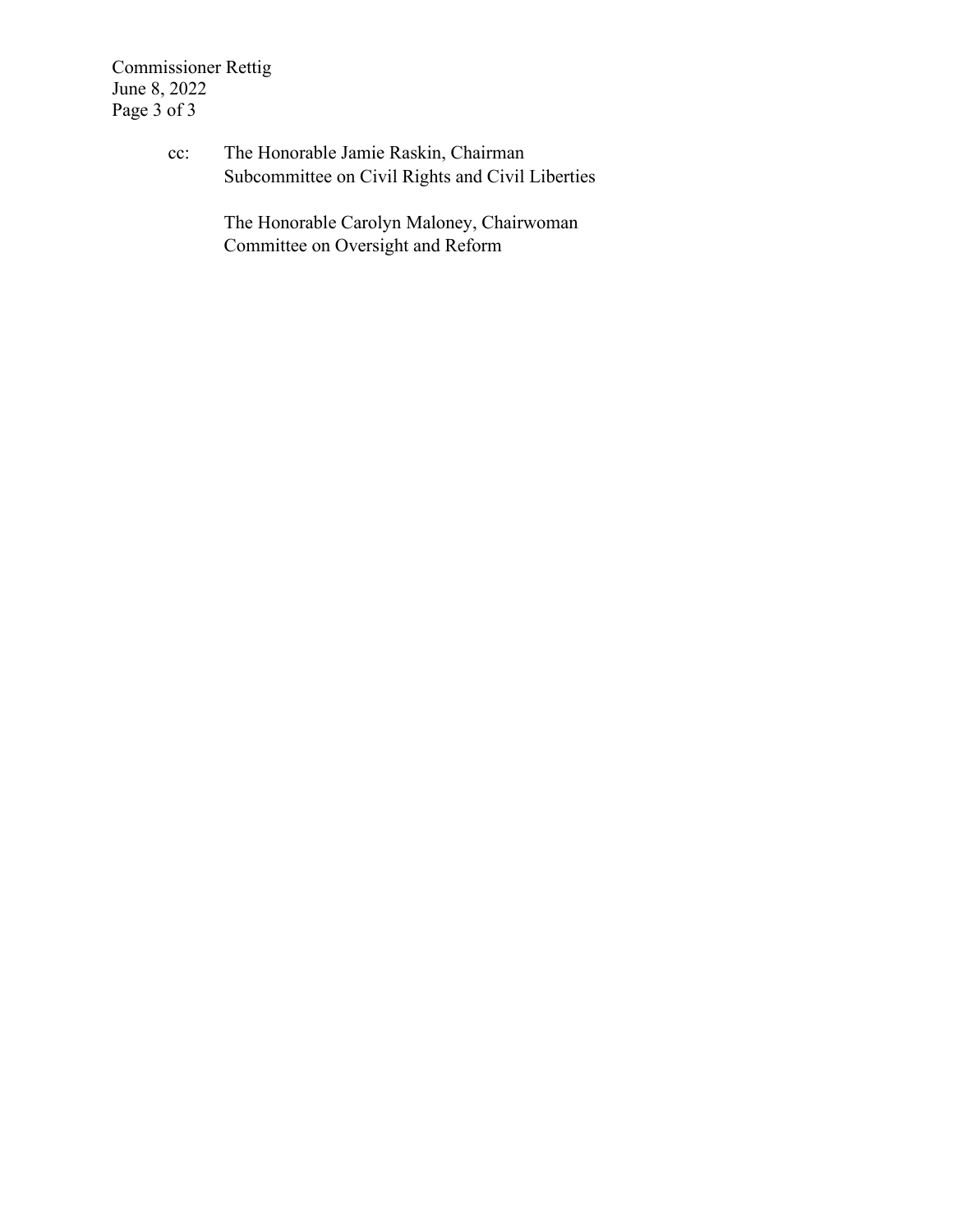cc: The Honorable Jamie Raskin, Chairman
Subcommittee on Civil Rights and Civil Liberties

The Honorable Carolyn Maloney, Chairwoman
Committee on Oversight and Reform